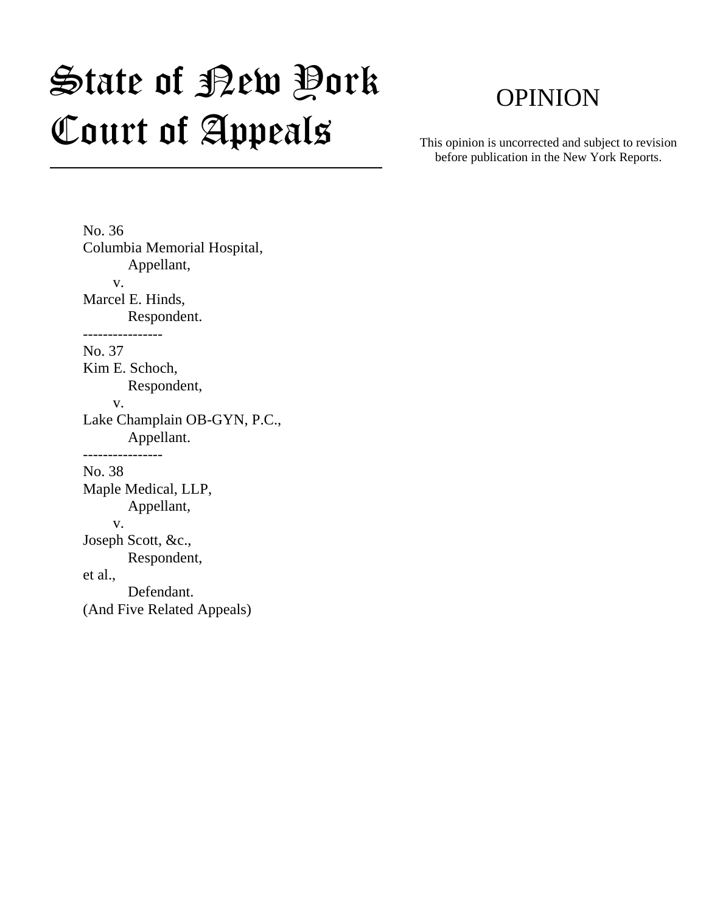# State of New York Court of Appeals

## OPINION

This opinion is uncorrected and subject to revision before publication in the New York Reports.

No. 36
Columbia Memorial Hospital,
  Appellant,
 v.
Marcel E. Hinds,
  Respondent.

----------------

No. 37
Kim E. Schoch,
  Respondent,
 v.
Lake Champlain OB-GYN, P.C.,
  Appellant.

----------------

No. 38
Maple Medical, LLP,
  Appellant,
 v.
Joseph Scott, &c.,
  Respondent,
et al.,
  Defendant.
(And Five Related Appeals)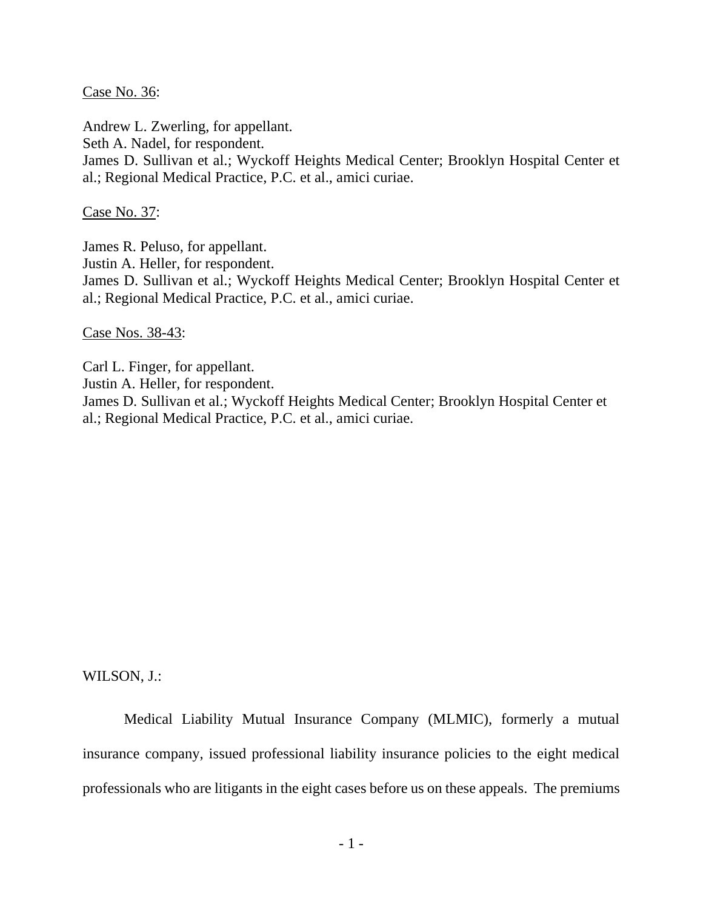Case No. 36:

Andrew L. Zwerling, for appellant.
Seth A. Nadel, for respondent.
James D. Sullivan et al.; Wyckoff Heights Medical Center; Brooklyn Hospital Center et al.; Regional Medical Practice, P.C. et al., amici curiae.

Case No. 37:

James R. Peluso, for appellant.
Justin A. Heller, for respondent.
James D. Sullivan et al.; Wyckoff Heights Medical Center; Brooklyn Hospital Center et al.; Regional Medical Practice, P.C. et al., amici curiae.

Case Nos. 38-43:

Carl L. Finger, for appellant.
Justin A. Heller, for respondent.
James D. Sullivan et al.; Wyckoff Heights Medical Center; Brooklyn Hospital Center et al.; Regional Medical Practice, P.C. et al., amici curiae.

WILSON, J.:

Medical Liability Mutual Insurance Company (MLMIC), formerly a mutual insurance company, issued professional liability insurance policies to the eight medical professionals who are litigants in the eight cases before us on these appeals. The premiums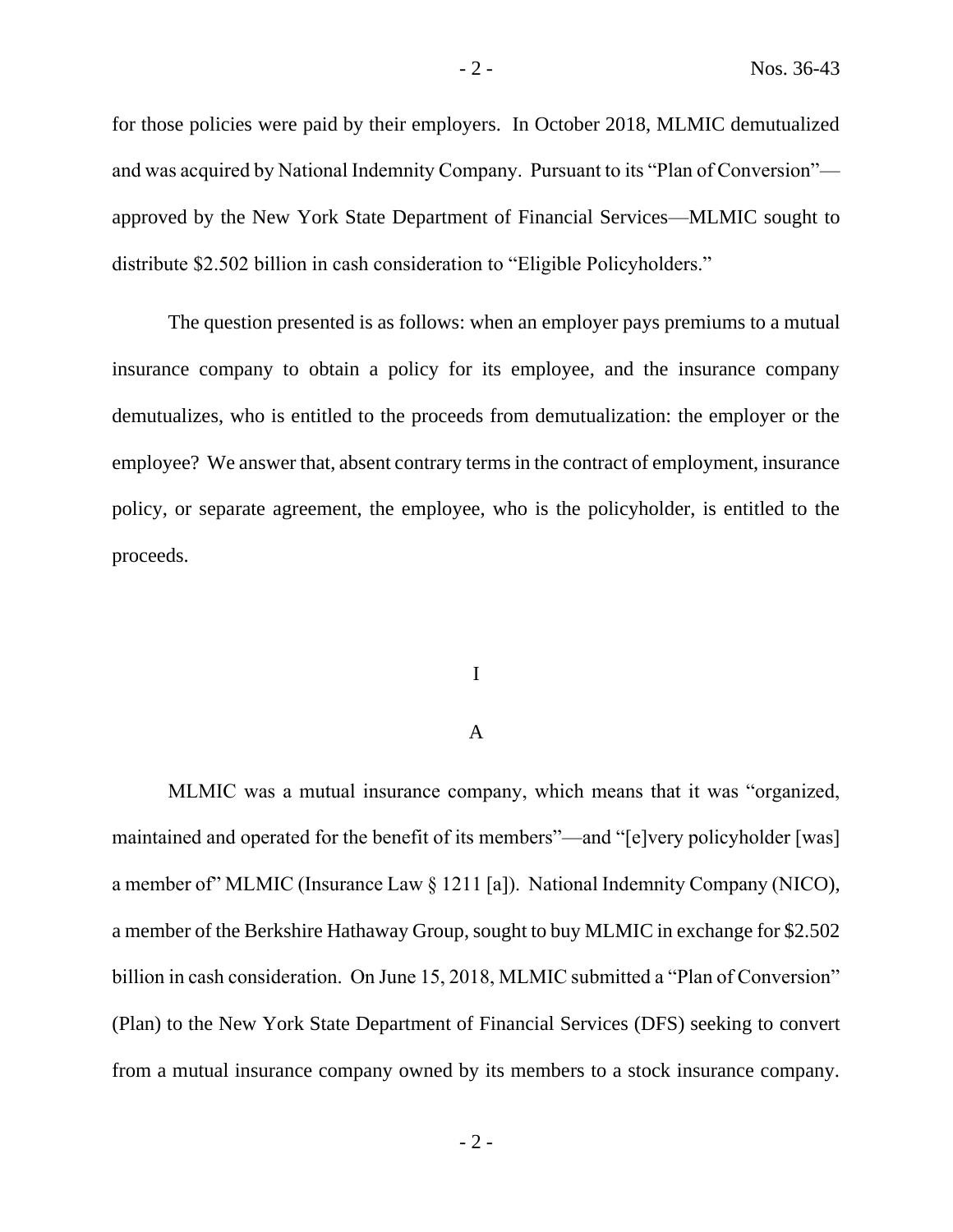for those policies were paid by their employers. In October 2018, MLMIC demutualized and was acquired by National Indemnity Company. Pursuant to its "Plan of Conversion"—approved by the New York State Department of Financial Services—MLMIC sought to distribute $2.502 billion in cash consideration to "Eligible Policyholders."

The question presented is as follows: when an employer pays premiums to a mutual insurance company to obtain a policy for its employee, and the insurance company demutualizes, who is entitled to the proceeds from demutualization: the employer or the employee? We answer that, absent contrary terms in the contract of employment, insurance policy, or separate agreement, the employee, who is the policyholder, is entitled to the proceeds.

# I

## A

MLMIC was a mutual insurance company, which means that it was "organized, maintained and operated for the benefit of its members"—and "[e]very policyholder [was] a member of" MLMIC (Insurance Law § 1211 [a]). National Indemnity Company (NICO), a member of the Berkshire Hathaway Group, sought to buy MLMIC in exchange for $2.502 billion in cash consideration. On June 15, 2018, MLMIC submitted a "Plan of Conversion" (Plan) to the New York State Department of Financial Services (DFS) seeking to convert from a mutual insurance company owned by its members to a stock insurance company.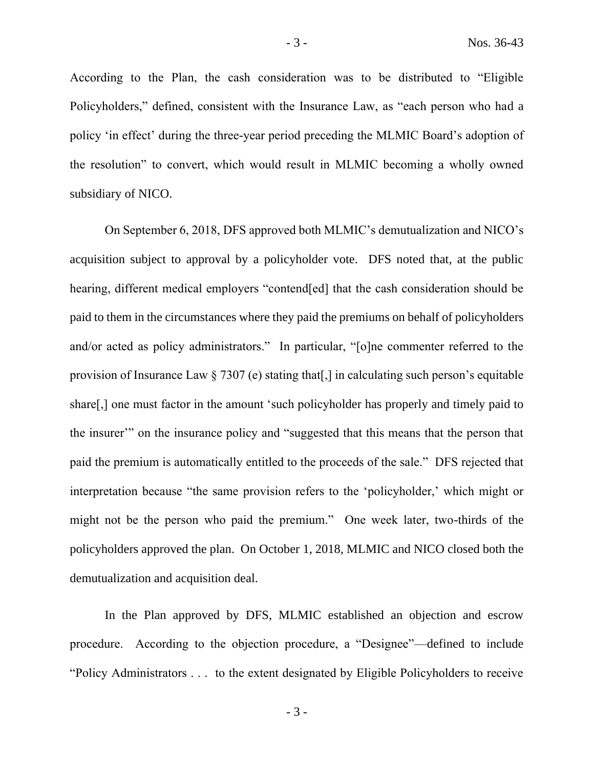According to the Plan, the cash consideration was to be distributed to "Eligible Policyholders," defined, consistent with the Insurance Law, as "each person who had a policy 'in effect' during the three-year period preceding the MLMIC Board's adoption of the resolution" to convert, which would result in MLMIC becoming a wholly owned subsidiary of NICO.

On September 6, 2018, DFS approved both MLMIC's demutualization and NICO's acquisition subject to approval by a policyholder vote. DFS noted that, at the public hearing, different medical employers "contend[ed] that the cash consideration should be paid to them in the circumstances where they paid the premiums on behalf of policyholders and/or acted as policy administrators." In particular, "[o]ne commenter referred to the provision of Insurance Law § 7307 (e) stating that[,] in calculating such person's equitable share[,] one must factor in the amount 'such policyholder has properly and timely paid to the insurer'" on the insurance policy and "suggested that this means that the person that paid the premium is automatically entitled to the proceeds of the sale." DFS rejected that interpretation because "the same provision refers to the 'policyholder,' which might or might not be the person who paid the premium." One week later, two-thirds of the policyholders approved the plan. On October 1, 2018, MLMIC and NICO closed both the demutualization and acquisition deal.

In the Plan approved by DFS, MLMIC established an objection and escrow procedure. According to the objection procedure, a "Designee"—defined to include "Policy Administrators . . . to the extent designated by Eligible Policyholders to receive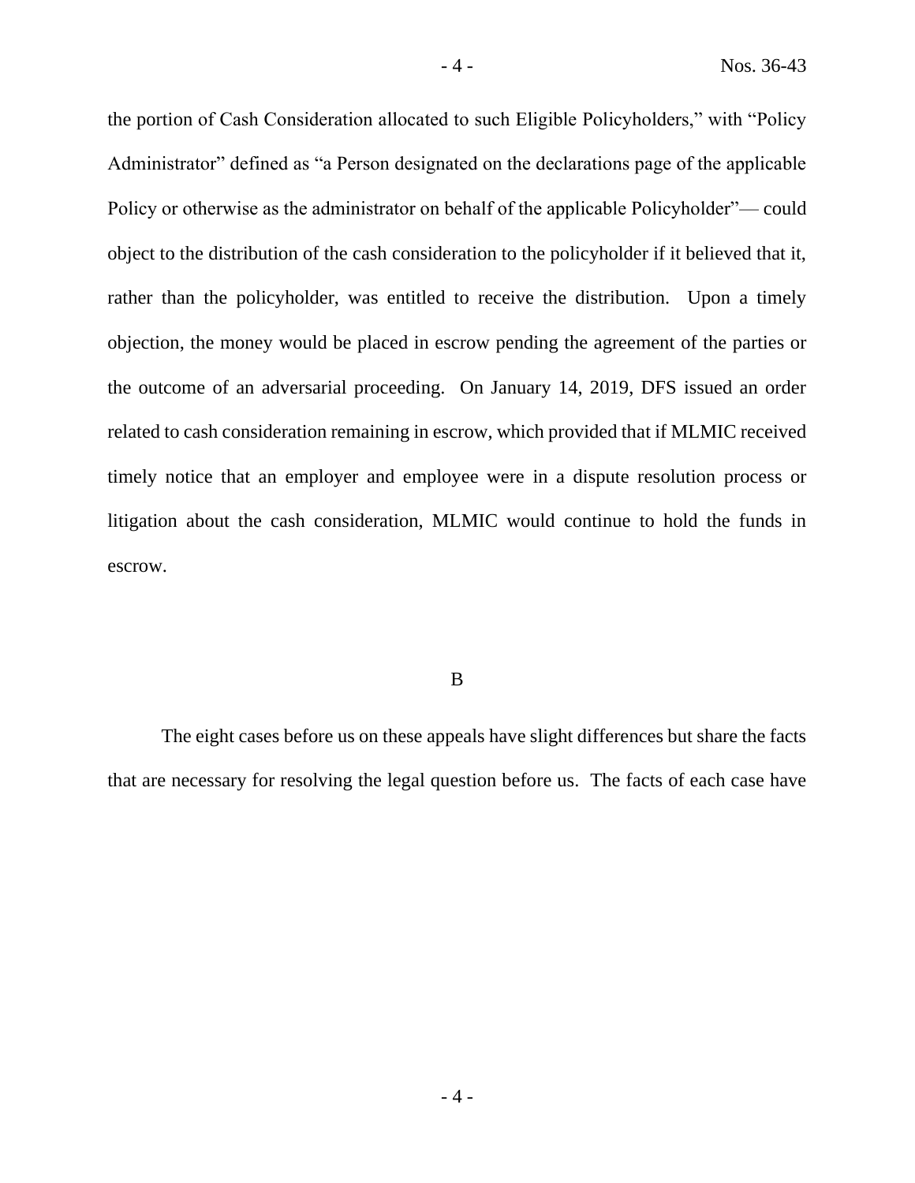the portion of Cash Consideration allocated to such Eligible Policyholders," with "Policy Administrator" defined as "a Person designated on the declarations page of the applicable Policy or otherwise as the administrator on behalf of the applicable Policyholder"— could object to the distribution of the cash consideration to the policyholder if it believed that it, rather than the policyholder, was entitled to receive the distribution. Upon a timely objection, the money would be placed in escrow pending the agreement of the parties or the outcome of an adversarial proceeding. On January 14, 2019, DFS issued an order related to cash consideration remaining in escrow, which provided that if MLMIC received timely notice that an employer and employee were in a dispute resolution process or litigation about the cash consideration, MLMIC would continue to hold the funds in escrow.

## B

The eight cases before us on these appeals have slight differences but share the facts that are necessary for resolving the legal question before us. The facts of each case have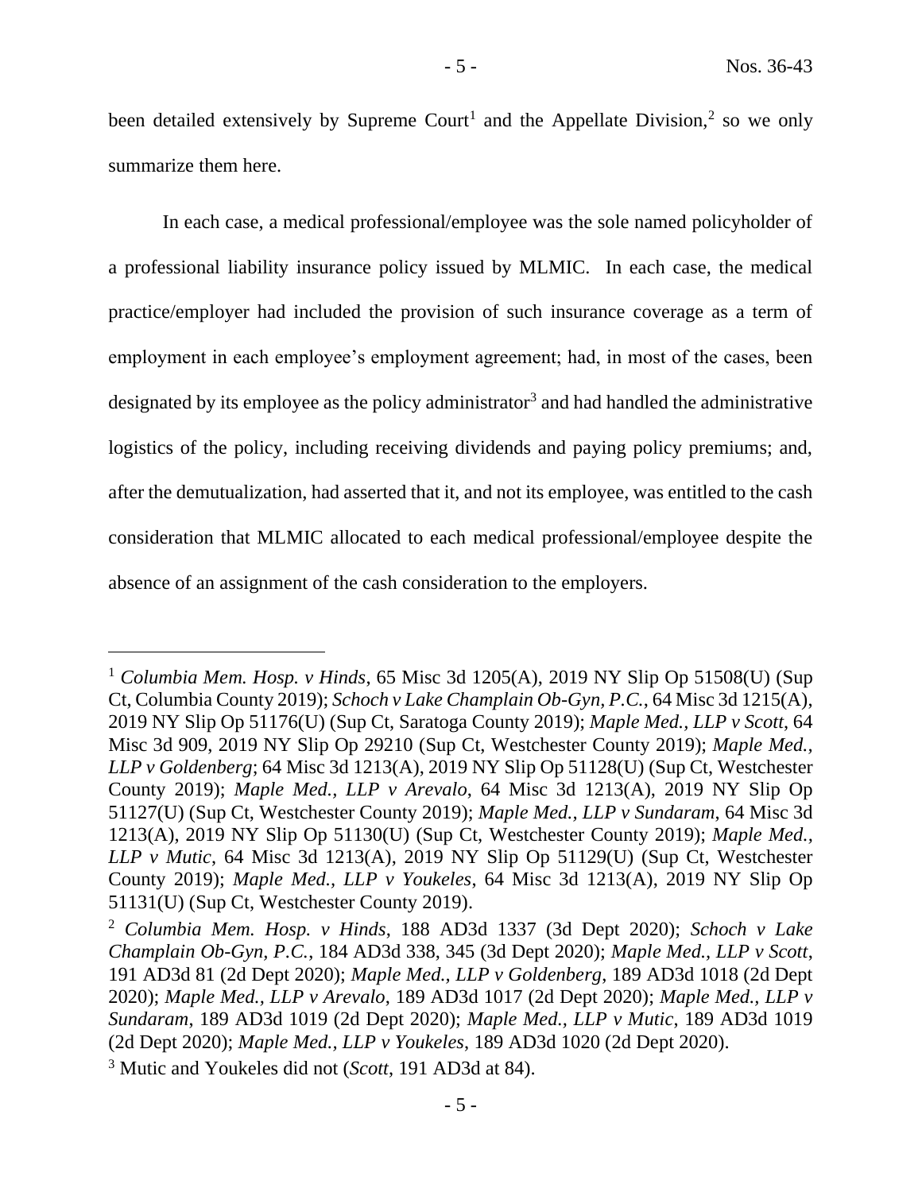been detailed extensively by Supreme Court[1] and the Appellate Division,[2] so we only summarize them here.

In each case, a medical professional/employee was the sole named policyholder of a professional liability insurance policy issued by MLMIC. In each case, the medical practice/employer had included the provision of such insurance coverage as a term of employment in each employee's employment agreement; had, in most of the cases, been designated by its employee as the policy administrator[3] and had handled the administrative logistics of the policy, including receiving dividends and paying policy premiums; and, after the demutualization, had asserted that it, and not its employee, was entitled to the cash consideration that MLMIC allocated to each medical professional/employee despite the absence of an assignment of the cash consideration to the employers.

---

[1] *Columbia Mem. Hosp. v Hinds*, 65 Misc 3d 1205(A), 2019 NY Slip Op 51508(U) (Sup Ct, Columbia County 2019); *Schoch v Lake Champlain Ob-Gyn, P.C.*, 64 Misc 3d 1215(A), 2019 NY Slip Op 51176(U) (Sup Ct, Saratoga County 2019); *Maple Med., LLP v Scott*, 64 Misc 3d 909, 2019 NY Slip Op 29210 (Sup Ct, Westchester County 2019); *Maple Med., LLP v Goldenberg*; 64 Misc 3d 1213(A), 2019 NY Slip Op 51128(U) (Sup Ct, Westchester County 2019); *Maple Med., LLP v Arevalo*, 64 Misc 3d 1213(A), 2019 NY Slip Op 51127(U) (Sup Ct, Westchester County 2019); *Maple Med., LLP v Sundaram*, 64 Misc 3d 1213(A), 2019 NY Slip Op 51130(U) (Sup Ct, Westchester County 2019); *Maple Med., LLP v Mutic*, 64 Misc 3d 1213(A), 2019 NY Slip Op 51129(U) (Sup Ct, Westchester County 2019); *Maple Med., LLP v Youkeles*, 64 Misc 3d 1213(A), 2019 NY Slip Op 51131(U) (Sup Ct, Westchester County 2019).

[2] *Columbia Mem. Hosp. v Hinds*, 188 AD3d 1337 (3d Dept 2020); *Schoch v Lake Champlain Ob-Gyn, P.C.*, 184 AD3d 338, 345 (3d Dept 2020); *Maple Med., LLP v Scott*, 191 AD3d 81 (2d Dept 2020); *Maple Med., LLP v Goldenberg*, 189 AD3d 1018 (2d Dept 2020); *Maple Med., LLP v Arevalo*, 189 AD3d 1017 (2d Dept 2020); *Maple Med., LLP v Sundaram*, 189 AD3d 1019 (2d Dept 2020); *Maple Med., LLP v Mutic*, 189 AD3d 1019 (2d Dept 2020); *Maple Med., LLP v Youkeles*, 189 AD3d 1020 (2d Dept 2020).

[3] Mutic and Youkeles did not (*Scott*, 191 AD3d at 84).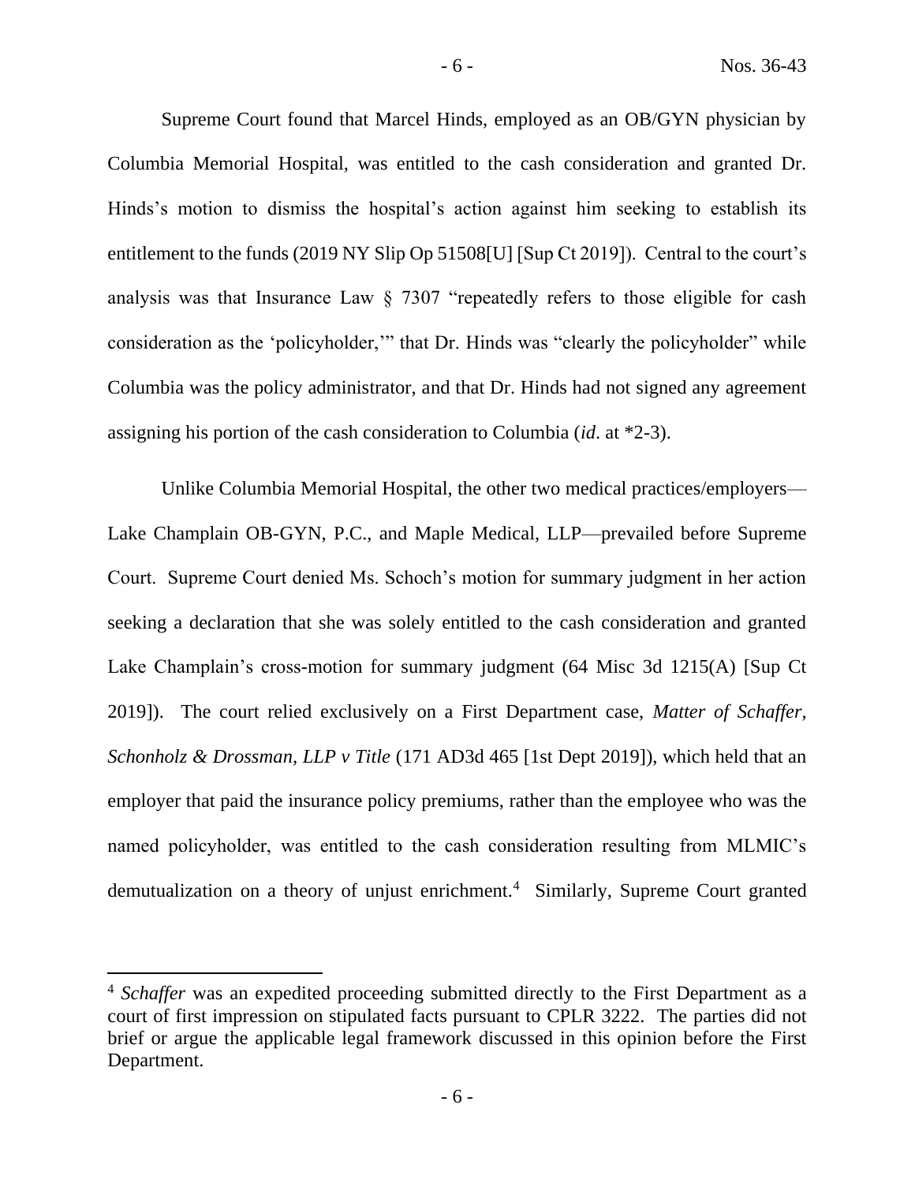Supreme Court found that Marcel Hinds, employed as an OB/GYN physician by Columbia Memorial Hospital, was entitled to the cash consideration and granted Dr. Hinds's motion to dismiss the hospital's action against him seeking to establish its entitlement to the funds (2019 NY Slip Op 51508[U] [Sup Ct 2019]). Central to the court's analysis was that Insurance Law § 7307 "repeatedly refers to those eligible for cash consideration as the 'policyholder,'" that Dr. Hinds was "clearly the policyholder" while Columbia was the policy administrator, and that Dr. Hinds had not signed any agreement assigning his portion of the cash consideration to Columbia (*id*. at *2-3).

Unlike Columbia Memorial Hospital, the other two medical practices/employers—Lake Champlain OB-GYN, P.C., and Maple Medical, LLP—prevailed before Supreme Court. Supreme Court denied Ms. Schoch's motion for summary judgment in her action seeking a declaration that she was solely entitled to the cash consideration and granted Lake Champlain's cross-motion for summary judgment (64 Misc 3d 1215(A) [Sup Ct 2019]). The court relied exclusively on a First Department case, *Matter of Schaffer, Schonholz & Drossman, LLP v Title* (171 AD3d 465 [1st Dept 2019]), which held that an employer that paid the insurance policy premiums, rather than the employee who was the named policyholder, was entitled to the cash consideration resulting from MLMIC's demutualization on a theory of unjust enrichment.[4] Similarly, Supreme Court granted

[4] *Schaffer* was an expedited proceeding submitted directly to the First Department as a court of first impression on stipulated facts pursuant to CPLR 3222. The parties did not brief or argue the applicable legal framework discussed in this opinion before the First Department.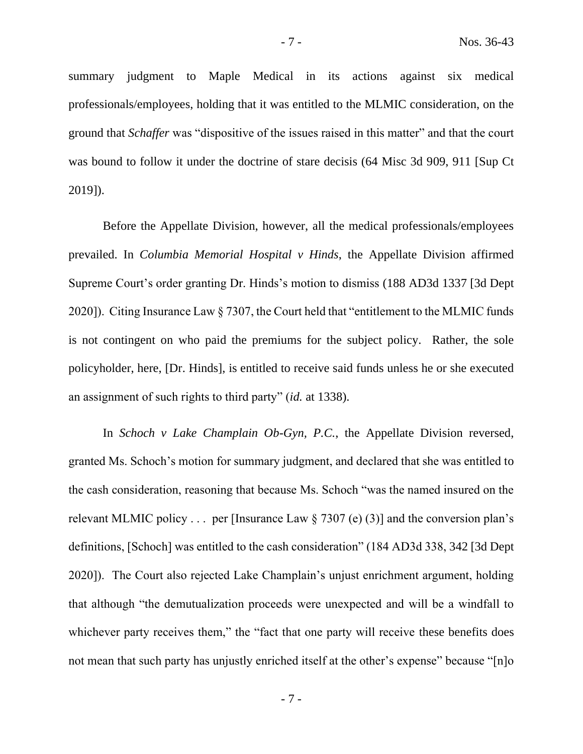summary judgment to Maple Medical in its actions against six medical professionals/employees, holding that it was entitled to the MLMIC consideration, on the ground that *Schaffer* was "dispositive of the issues raised in this matter" and that the court was bound to follow it under the doctrine of stare decisis (64 Misc 3d 909, 911 [Sup Ct 2019]).

Before the Appellate Division, however, all the medical professionals/employees prevailed. In *Columbia Memorial Hospital v Hinds*, the Appellate Division affirmed Supreme Court's order granting Dr. Hinds's motion to dismiss (188 AD3d 1337 [3d Dept 2020]). Citing Insurance Law § 7307, the Court held that "entitlement to the MLMIC funds is not contingent on who paid the premiums for the subject policy. Rather, the sole policyholder, here, [Dr. Hinds], is entitled to receive said funds unless he or she executed an assignment of such rights to third party" (*id.* at 1338).

In *Schoch v Lake Champlain Ob-Gyn, P.C.*, the Appellate Division reversed, granted Ms. Schoch's motion for summary judgment, and declared that she was entitled to the cash consideration, reasoning that because Ms. Schoch "was the named insured on the relevant MLMIC policy . . . per [Insurance Law § 7307 (e) (3)] and the conversion plan's definitions, [Schoch] was entitled to the cash consideration" (184 AD3d 338, 342 [3d Dept 2020]). The Court also rejected Lake Champlain's unjust enrichment argument, holding that although "the demutualization proceeds were unexpected and will be a windfall to whichever party receives them," the "fact that one party will receive these benefits does not mean that such party has unjustly enriched itself at the other's expense" because "[n]o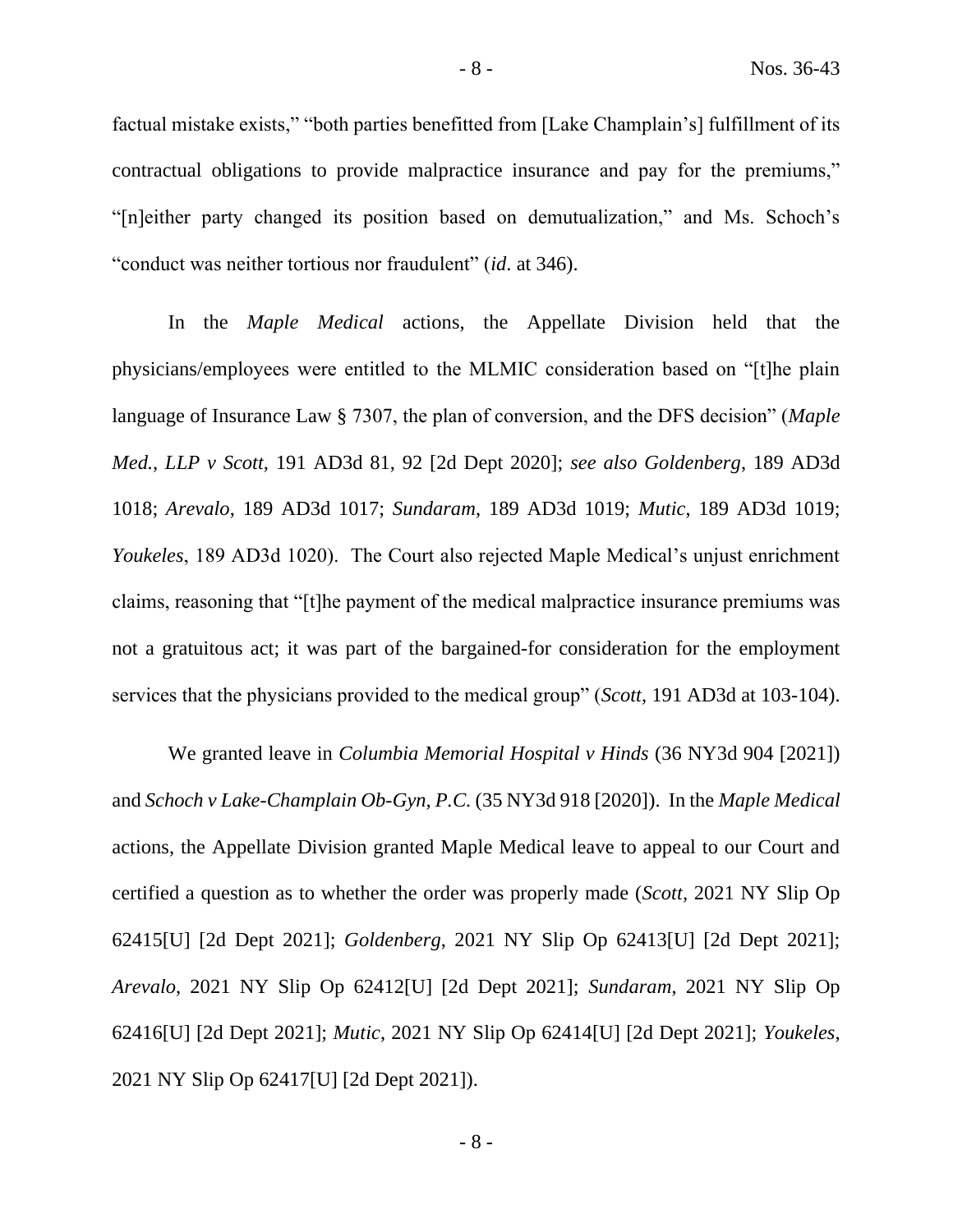factual mistake exists," "both parties benefitted from [Lake Champlain's] fulfillment of its contractual obligations to provide malpractice insurance and pay for the premiums," "[n]either party changed its position based on demutualization," and Ms. Schoch's "conduct was neither tortious nor fraudulent" (*id.* at 346).

In the *Maple Medical* actions, the Appellate Division held that the physicians/employees were entitled to the MLMIC consideration based on "[t]he plain language of Insurance Law § 7307, the plan of conversion, and the DFS decision" (*Maple Med., LLP v Scott*, 191 AD3d 81, 92 [2d Dept 2020]; *see also Goldenberg*, 189 AD3d 1018; *Arevalo*, 189 AD3d 1017; *Sundaram*, 189 AD3d 1019; *Mutic*, 189 AD3d 1019; *Youkeles*, 189 AD3d 1020). The Court also rejected Maple Medical's unjust enrichment claims, reasoning that "[t]he payment of the medical malpractice insurance premiums was not a gratuitous act; it was part of the bargained-for consideration for the employment services that the physicians provided to the medical group" (*Scott*, 191 AD3d at 103-104).

We granted leave in *Columbia Memorial Hospital v Hinds* (36 NY3d 904 [2021]) and *Schoch v Lake-Champlain Ob-Gyn, P.C.* (35 NY3d 918 [2020]). In the *Maple Medical* actions, the Appellate Division granted Maple Medical leave to appeal to our Court and certified a question as to whether the order was properly made (*Scott*, 2021 NY Slip Op 62415[U] [2d Dept 2021]; *Goldenberg*, 2021 NY Slip Op 62413[U] [2d Dept 2021]; *Arevalo*, 2021 NY Slip Op 62412[U] [2d Dept 2021]; *Sundaram*, 2021 NY Slip Op 62416[U] [2d Dept 2021]; *Mutic*, 2021 NY Slip Op 62414[U] [2d Dept 2021]; *Youkeles*, 2021 NY Slip Op 62417[U] [2d Dept 2021]).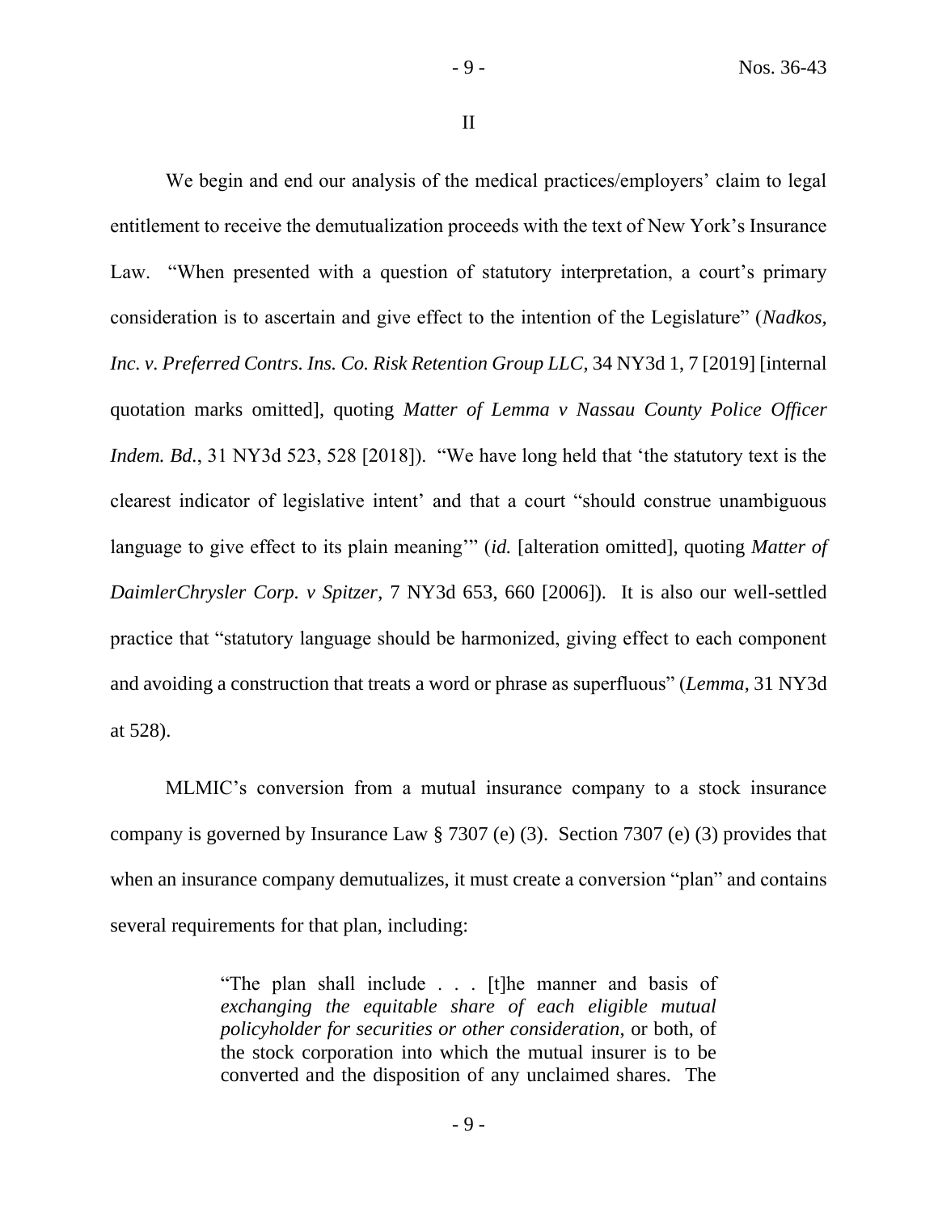II

We begin and end our analysis of the medical practices/employers' claim to legal entitlement to receive the demutualization proceeds with the text of New York's Insurance Law. "When presented with a question of statutory interpretation, a court's primary consideration is to ascertain and give effect to the intention of the Legislature" (*Nadkos, Inc. v. Preferred Contrs. Ins. Co. Risk Retention Group LLC*, 34 NY3d 1, 7 [2019] [internal quotation marks omitted], quoting *Matter of Lemma v Nassau County Police Officer Indem. Bd.*, 31 NY3d 523, 528 [2018]). "We have long held that 'the statutory text is the clearest indicator of legislative intent' and that a court "should construe unambiguous language to give effect to its plain meaning'" (*id.* [alteration omitted], quoting *Matter of DaimlerChrysler Corp. v Spitzer*, 7 NY3d 653, 660 [2006]). It is also our well-settled practice that "statutory language should be harmonized, giving effect to each component and avoiding a construction that treats a word or phrase as superfluous" (*Lemma*, 31 NY3d at 528).

MLMIC's conversion from a mutual insurance company to a stock insurance company is governed by Insurance Law § 7307 (e) (3). Section 7307 (e) (3) provides that when an insurance company demutualizes, it must create a conversion "plan" and contains several requirements for that plan, including:

> "The plan shall include . . . [t]he manner and basis of *exchanging the equitable share of each eligible mutual policyholder for securities or other consideration*, or both, of the stock corporation into which the mutual insurer is to be converted and the disposition of any unclaimed shares. The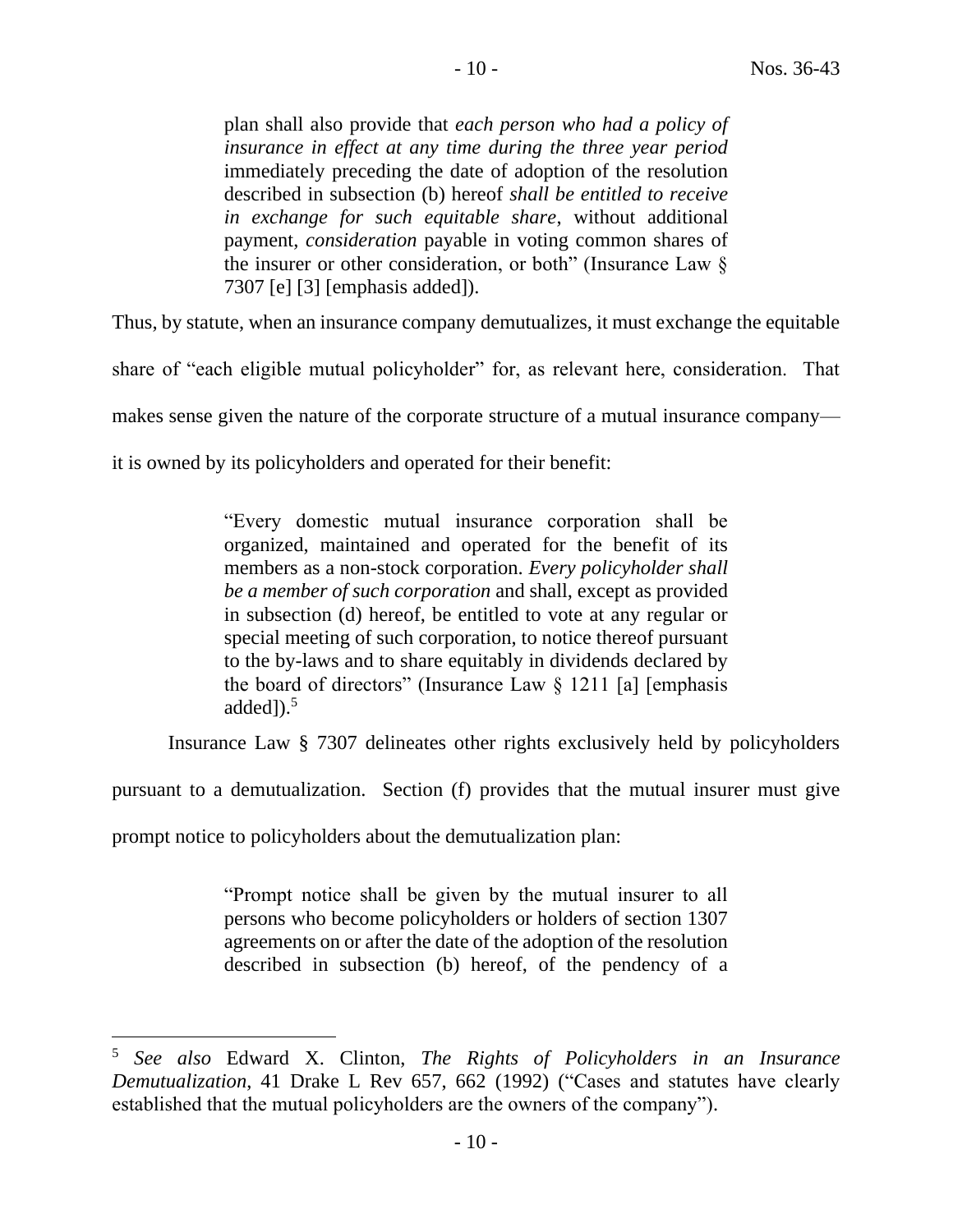> plan shall also provide that *each person who had a policy of insurance in effect at any time during the three year period* immediately preceding the date of adoption of the resolution described in subsection (b) hereof *shall be entitled to receive in exchange for such equitable share*, without additional payment, *consideration* payable in voting common shares of the insurer or other consideration, or both" (Insurance Law § 7307 [e] [3] [emphasis added]).

Thus, by statute, when an insurance company demutualizes, it must exchange the equitable share of "each eligible mutual policyholder" for, as relevant here, consideration. That makes sense given the nature of the corporate structure of a mutual insurance company—it is owned by its policyholders and operated for their benefit:

> "Every domestic mutual insurance corporation shall be organized, maintained and operated for the benefit of its members as a non-stock corporation. *Every policyholder shall be a member of such corporation* and shall, except as provided in subsection (d) hereof, be entitled to vote at any regular or special meeting of such corporation, to notice thereof pursuant to the by-laws and to share equitably in dividends declared by the board of directors" (Insurance Law § 1211 [a] [emphasis added]).[5]

Insurance Law § 7307 delineates other rights exclusively held by policyholders pursuant to a demutualization. Section (f) provides that the mutual insurer must give prompt notice to policyholders about the demutualization plan:

> "Prompt notice shall be given by the mutual insurer to all persons who become policyholders or holders of section 1307 agreements on or after the date of the adoption of the resolution described in subsection (b) hereof, of the pendency of a

[5] *See also* Edward X. Clinton, *The Rights of Policyholders in an Insurance Demutualization*, 41 Drake L Rev 657, 662 (1992) ("Cases and statutes have clearly established that the mutual policyholders are the owners of the company").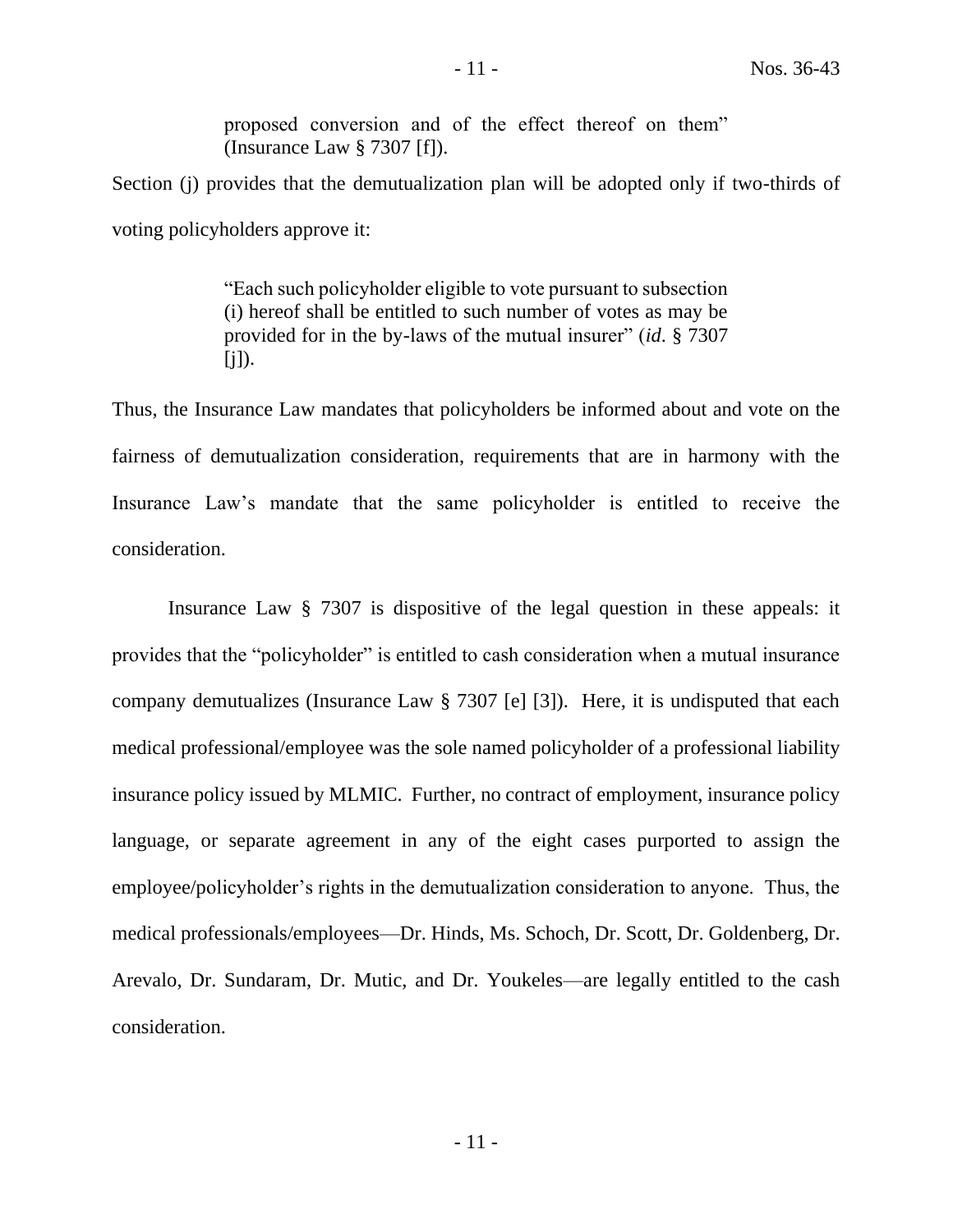> proposed conversion and of the effect thereof on them" (Insurance Law § 7307 [f]).

Section (j) provides that the demutualization plan will be adopted only if two-thirds of voting policyholders approve it:

> "Each such policyholder eligible to vote pursuant to subsection (i) hereof shall be entitled to such number of votes as may be provided for in the by-laws of the mutual insurer" (*id*. § 7307 [j]).

Thus, the Insurance Law mandates that policyholders be informed about and vote on the fairness of demutualization consideration, requirements that are in harmony with the Insurance Law's mandate that the same policyholder is entitled to receive the consideration.

Insurance Law § 7307 is dispositive of the legal question in these appeals: it provides that the "policyholder" is entitled to cash consideration when a mutual insurance company demutualizes (Insurance Law § 7307 [e] [3]). Here, it is undisputed that each medical professional/employee was the sole named policyholder of a professional liability insurance policy issued by MLMIC. Further, no contract of employment, insurance policy language, or separate agreement in any of the eight cases purported to assign the employee/policyholder's rights in the demutualization consideration to anyone. Thus, the medical professionals/employees—Dr. Hinds, Ms. Schoch, Dr. Scott, Dr. Goldenberg, Dr. Arevalo, Dr. Sundaram, Dr. Mutic, and Dr. Youkeles—are legally entitled to the cash consideration.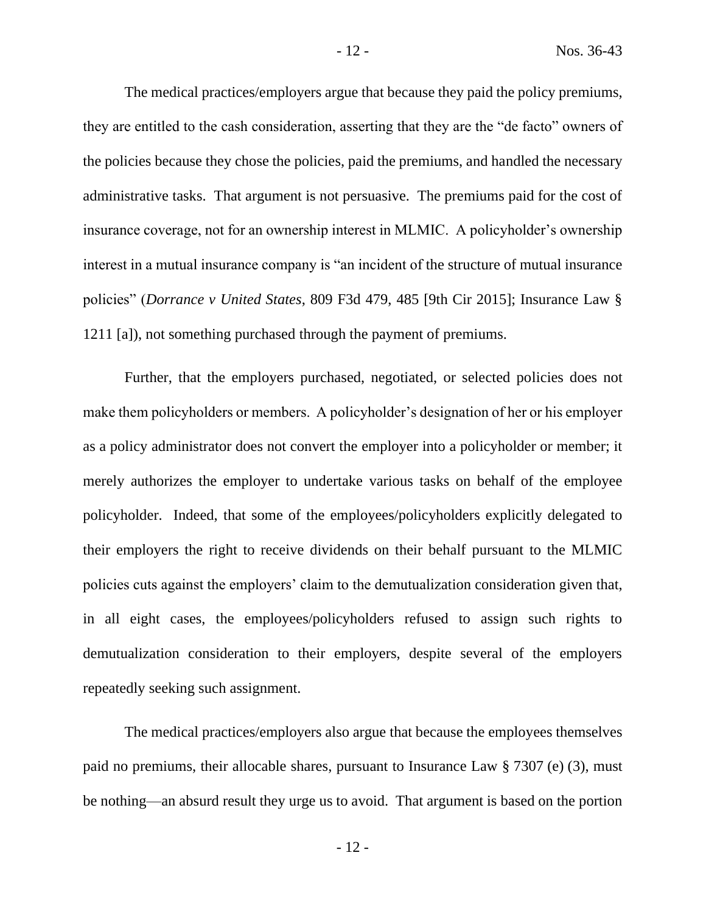The medical practices/employers argue that because they paid the policy premiums, they are entitled to the cash consideration, asserting that they are the "de facto" owners of the policies because they chose the policies, paid the premiums, and handled the necessary administrative tasks. That argument is not persuasive. The premiums paid for the cost of insurance coverage, not for an ownership interest in MLMIC. A policyholder's ownership interest in a mutual insurance company is "an incident of the structure of mutual insurance policies" (*Dorrance v United States*, 809 F3d 479, 485 [9th Cir 2015]; Insurance Law § 1211 [a]), not something purchased through the payment of premiums.

Further, that the employers purchased, negotiated, or selected policies does not make them policyholders or members. A policyholder's designation of her or his employer as a policy administrator does not convert the employer into a policyholder or member; it merely authorizes the employer to undertake various tasks on behalf of the employee policyholder. Indeed, that some of the employees/policyholders explicitly delegated to their employers the right to receive dividends on their behalf pursuant to the MLMIC policies cuts against the employers' claim to the demutualization consideration given that, in all eight cases, the employees/policyholders refused to assign such rights to demutualization consideration to their employers, despite several of the employers repeatedly seeking such assignment.

The medical practices/employers also argue that because the employees themselves paid no premiums, their allocable shares, pursuant to Insurance Law § 7307 (e) (3), must be nothing—an absurd result they urge us to avoid. That argument is based on the portion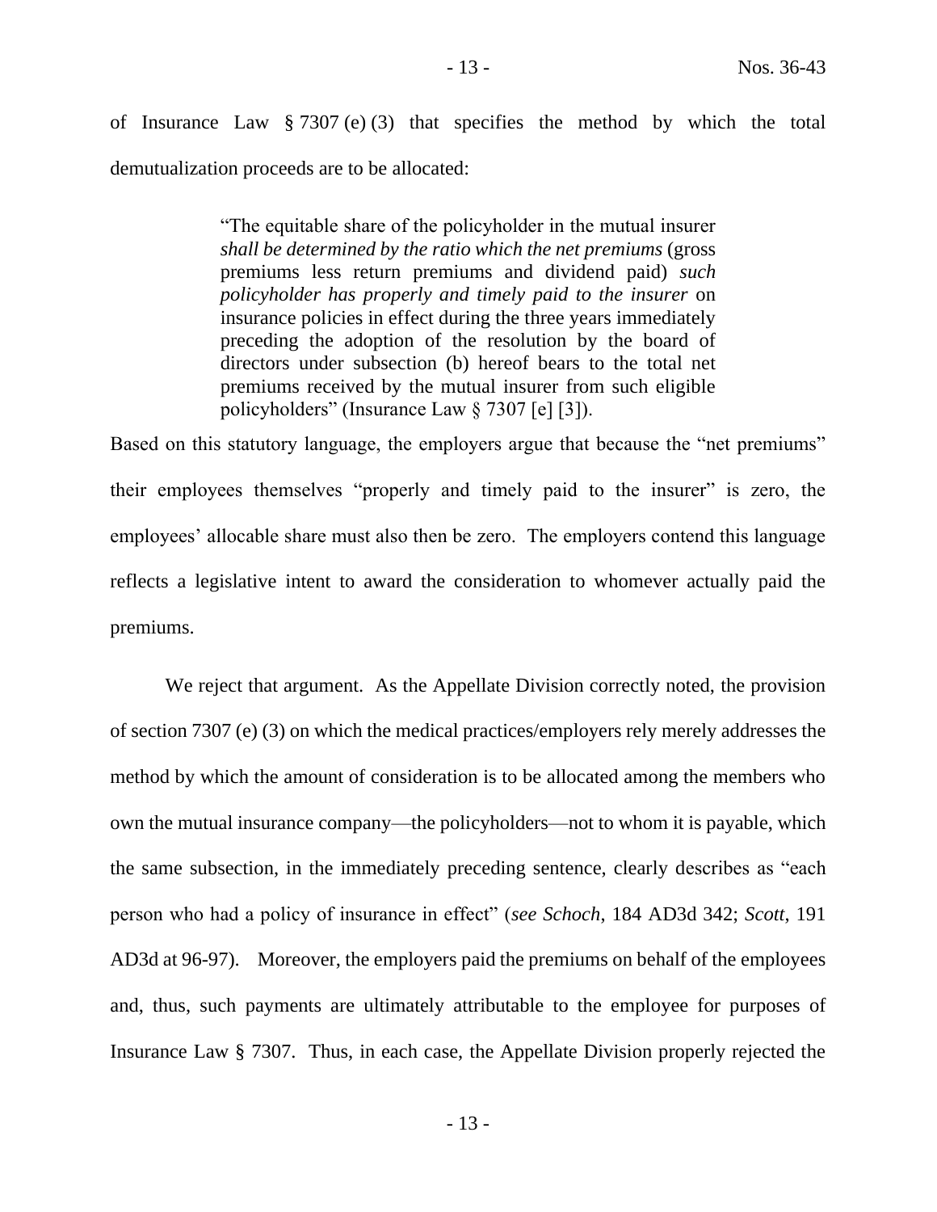of Insurance Law § 7307 (e) (3) that specifies the method by which the total demutualization proceeds are to be allocated:

> "The equitable share of the policyholder in the mutual insurer *shall be determined by the ratio which the net premiums* (gross premiums less return premiums and dividend paid) *such policyholder has properly and timely paid to the insurer* on insurance policies in effect during the three years immediately preceding the adoption of the resolution by the board of directors under subsection (b) hereof bears to the total net premiums received by the mutual insurer from such eligible policyholders" (Insurance Law § 7307 [e] [3]).

Based on this statutory language, the employers argue that because the "net premiums" their employees themselves "properly and timely paid to the insurer" is zero, the employees' allocable share must also then be zero. The employers contend this language reflects a legislative intent to award the consideration to whomever actually paid the premiums.

We reject that argument. As the Appellate Division correctly noted, the provision of section 7307 (e) (3) on which the medical practices/employers rely merely addresses the method by which the amount of consideration is to be allocated among the members who own the mutual insurance company—the policyholders—not to whom it is payable, which the same subsection, in the immediately preceding sentence, clearly describes as "each person who had a policy of insurance in effect" (*see Schoch*, 184 AD3d 342; *Scott*, 191 AD3d at 96-97). Moreover, the employers paid the premiums on behalf of the employees and, thus, such payments are ultimately attributable to the employee for purposes of Insurance Law § 7307. Thus, in each case, the Appellate Division properly rejected the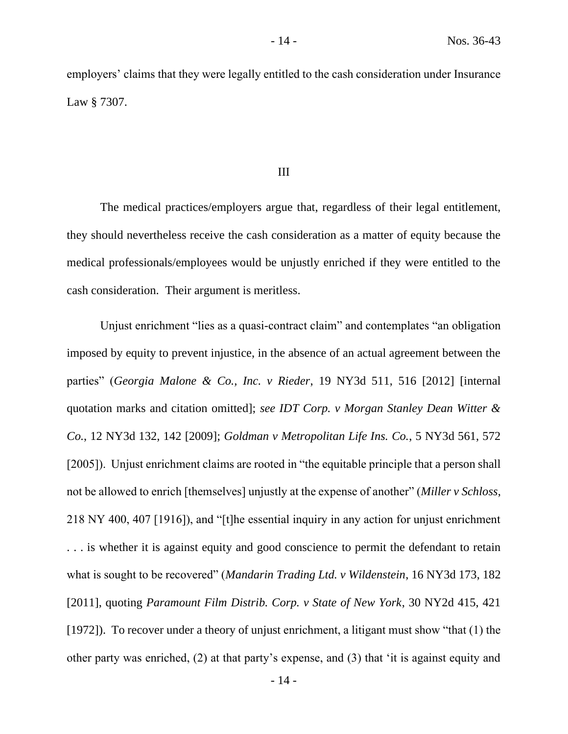employers' claims that they were legally entitled to the cash consideration under Insurance Law § 7307.

## III

The medical practices/employers argue that, regardless of their legal entitlement, they should nevertheless receive the cash consideration as a matter of equity because the medical professionals/employees would be unjustly enriched if they were entitled to the cash consideration. Their argument is meritless.

Unjust enrichment "lies as a quasi-contract claim" and contemplates "an obligation imposed by equity to prevent injustice, in the absence of an actual agreement between the parties" (*Georgia Malone & Co., Inc. v Rieder*, 19 NY3d 511, 516 [2012] [internal quotation marks and citation omitted]; *see IDT Corp. v Morgan Stanley Dean Witter & Co.*, 12 NY3d 132, 142 [2009]; *Goldman v Metropolitan Life Ins. Co.*, 5 NY3d 561, 572 [2005]). Unjust enrichment claims are rooted in "the equitable principle that a person shall not be allowed to enrich [themselves] unjustly at the expense of another" (*Miller v Schloss*, 218 NY 400, 407 [1916]), and "[t]he essential inquiry in any action for unjust enrichment . . . is whether it is against equity and good conscience to permit the defendant to retain what is sought to be recovered" (*Mandarin Trading Ltd. v Wildenstein*, 16 NY3d 173, 182 [2011], quoting *Paramount Film Distrib. Corp. v State of New York*, 30 NY2d 415, 421 [1972]). To recover under a theory of unjust enrichment, a litigant must show "that (1) the other party was enriched, (2) at that party's expense, and (3) that 'it is against equity and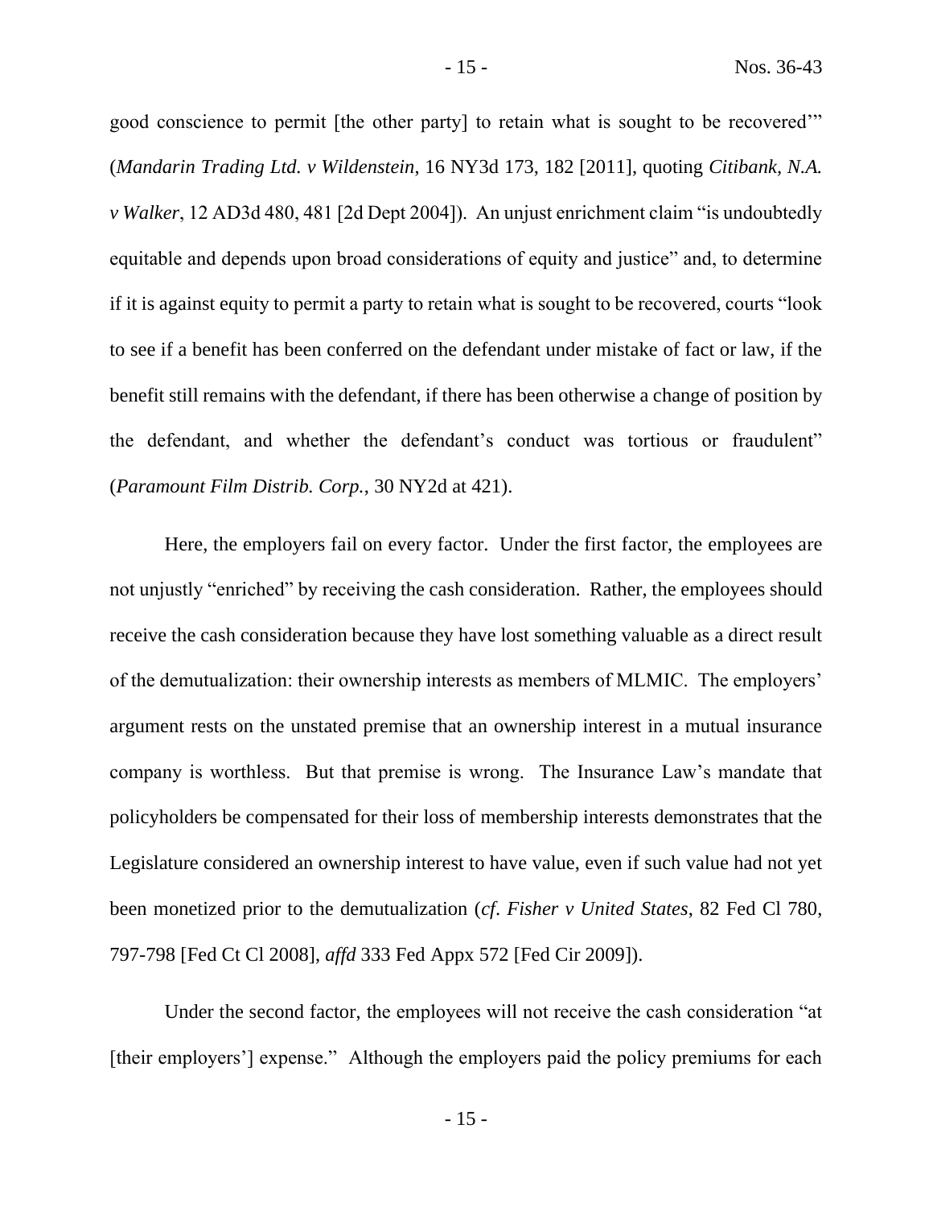good conscience to permit [the other party] to retain what is sought to be recovered'" (*Mandarin Trading Ltd. v Wildenstein*, 16 NY3d 173, 182 [2011], quoting *Citibank, N.A. v Walker*, 12 AD3d 480, 481 [2d Dept 2004]). An unjust enrichment claim "is undoubtedly equitable and depends upon broad considerations of equity and justice" and, to determine if it is against equity to permit a party to retain what is sought to be recovered, courts "look to see if a benefit has been conferred on the defendant under mistake of fact or law, if the benefit still remains with the defendant, if there has been otherwise a change of position by the defendant, and whether the defendant's conduct was tortious or fraudulent" (*Paramount Film Distrib. Corp.*, 30 NY2d at 421).

Here, the employers fail on every factor. Under the first factor, the employees are not unjustly "enriched" by receiving the cash consideration. Rather, the employees should receive the cash consideration because they have lost something valuable as a direct result of the demutualization: their ownership interests as members of MLMIC. The employers' argument rests on the unstated premise that an ownership interest in a mutual insurance company is worthless. But that premise is wrong. The Insurance Law's mandate that policyholders be compensated for their loss of membership interests demonstrates that the Legislature considered an ownership interest to have value, even if such value had not yet been monetized prior to the demutualization (*cf*. *Fisher v United States*, 82 Fed Cl 780, 797-798 [Fed Ct Cl 2008], *affd* 333 Fed Appx 572 [Fed Cir 2009]).

Under the second factor, the employees will not receive the cash consideration "at [their employers'] expense." Although the employers paid the policy premiums for each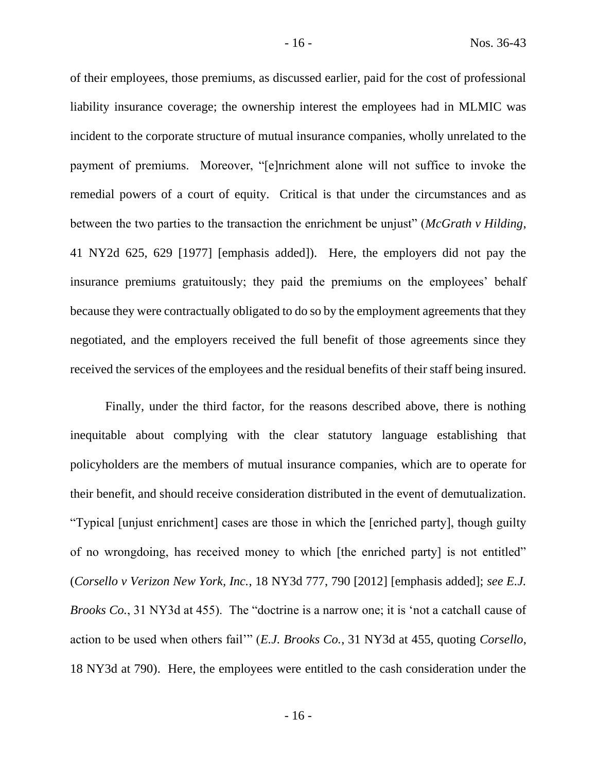of their employees, those premiums, as discussed earlier, paid for the cost of professional liability insurance coverage; the ownership interest the employees had in MLMIC was incident to the corporate structure of mutual insurance companies, wholly unrelated to the payment of premiums. Moreover, "[e]nrichment alone will not suffice to invoke the remedial powers of a court of equity. Critical is that under the circumstances and as between the two parties to the transaction the enrichment be unjust" (*McGrath v Hilding*, 41 NY2d 625, 629 [1977] [emphasis added]). Here, the employers did not pay the insurance premiums gratuitously; they paid the premiums on the employees' behalf because they were contractually obligated to do so by the employment agreements that they negotiated, and the employers received the full benefit of those agreements since they received the services of the employees and the residual benefits of their staff being insured.

Finally, under the third factor, for the reasons described above, there is nothing inequitable about complying with the clear statutory language establishing that policyholders are the members of mutual insurance companies, which are to operate for their benefit, and should receive consideration distributed in the event of demutualization. "Typical [unjust enrichment] cases are those in which the [enriched party], though guilty of no wrongdoing, has received money to which [the enriched party] is not entitled" (*Corsello v Verizon New York, Inc.*, 18 NY3d 777, 790 [2012] [emphasis added]; *see E.J. Brooks Co.*, 31 NY3d at 455). The "doctrine is a narrow one; it is 'not a catchall cause of action to be used when others fail'" (*E.J. Brooks Co.*, 31 NY3d at 455, quoting *Corsello*, 18 NY3d at 790). Here, the employees were entitled to the cash consideration under the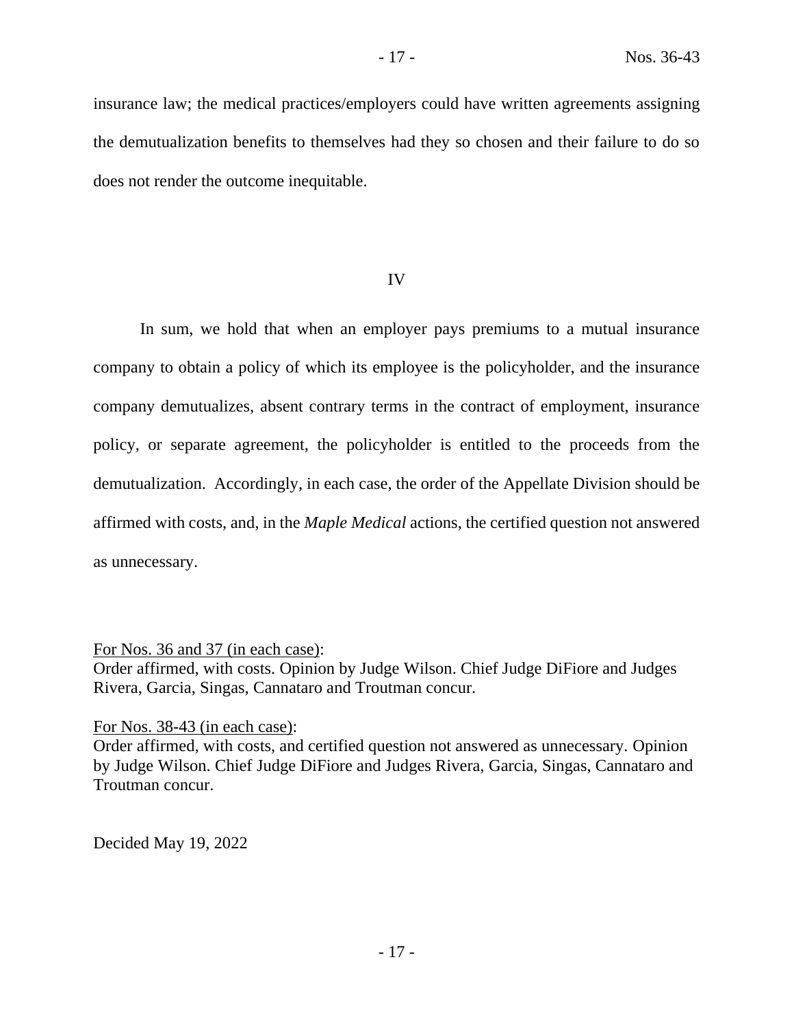insurance law; the medical practices/employers could have written agreements assigning the demutualization benefits to themselves had they so chosen and their failure to do so does not render the outcome inequitable.

## IV

In sum, we hold that when an employer pays premiums to a mutual insurance company to obtain a policy of which its employee is the policyholder, and the insurance company demutualizes, absent contrary terms in the contract of employment, insurance policy, or separate agreement, the policyholder is entitled to the proceeds from the demutualization. Accordingly, in each case, the order of the Appellate Division should be affirmed with costs, and, in the *Maple Medical* actions, the certified question not answered as unnecessary.

For Nos. 36 and 37 (in each case):
Order affirmed, with costs. Opinion by Judge Wilson. Chief Judge DiFiore and Judges Rivera, Garcia, Singas, Cannataro and Troutman concur.

For Nos. 38-43 (in each case):
Order affirmed, with costs, and certified question not answered as unnecessary. Opinion by Judge Wilson. Chief Judge DiFiore and Judges Rivera, Garcia, Singas, Cannataro and Troutman concur.

Decided May 19, 2022